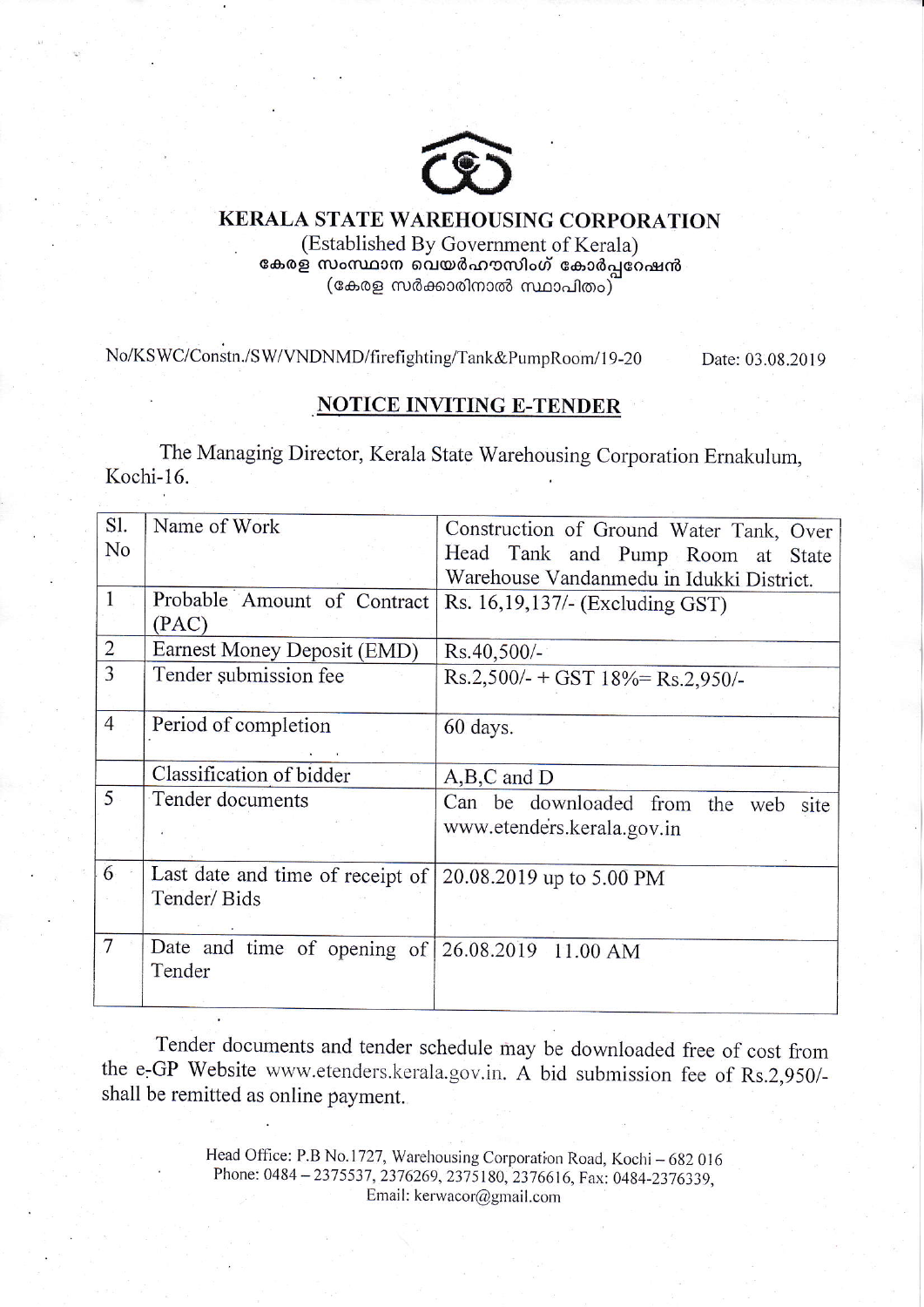# KERALA STATE WAREHOUSING CORPORATION

(Established By Government of Kerala)

കേരള സംസ്ഥാന വെയർഹൗസിംഗ് കോർപ്പറേഷൻ

(കേരള സർക്കാരിനാൽ സ്ഥാപിതം)

No/KSWC/Constn./SW/VNDNMD/firefighting/Tank&PumpRoom/19-20

Date: 03.08.2019

## NOTICE INVITING E-TENDER

The Managing Director, Kerala State Warehousing Corporation Ernakulum, Kochi-16.

| Sl. No | Name of Work | Construction of Ground Water Tank, Over Head Tank and Pump Room at State Warehouse Vandanmedu in Idukki District. |
|---|---|---|
| 1 | Probable Amount of Contract (PAC) | Rs. 16,19,137/- (Excluding GST) |
| 2 | Earnest Money Deposit (EMD) | Rs.40,500/- |
| 3 | Tender submission fee | Rs.2,500/- + GST 18%= Rs.2,950/- |
| 4 | Period of completion | 60 days. |
| | Classification of bidder | A,B,C and D |
| 5 | Tender documents | Can be downloaded from the web site www.etenders.kerala.gov.in |
| 6 | Last date and time of receipt of Tender/ Bids | 20.08.2019 up to 5.00 PM |
| 7 | Date and time of opening of Tender | 26.08.2019 11.00 AM |

Tender documents and tender schedule may be downloaded free of cost from the e-GP Website www.etenders.kerala.gov.in. A bid submission fee of Rs.2,950/- shall be remitted as online payment.

Head Office: P.B No.1727, Warehousing Corporation Road, Kochi – 682 016
Phone: 0484 – 2375537, 2376269, 2375180, 2376616, Fax: 0484-2376339,
Email: kerwacor@gmail.com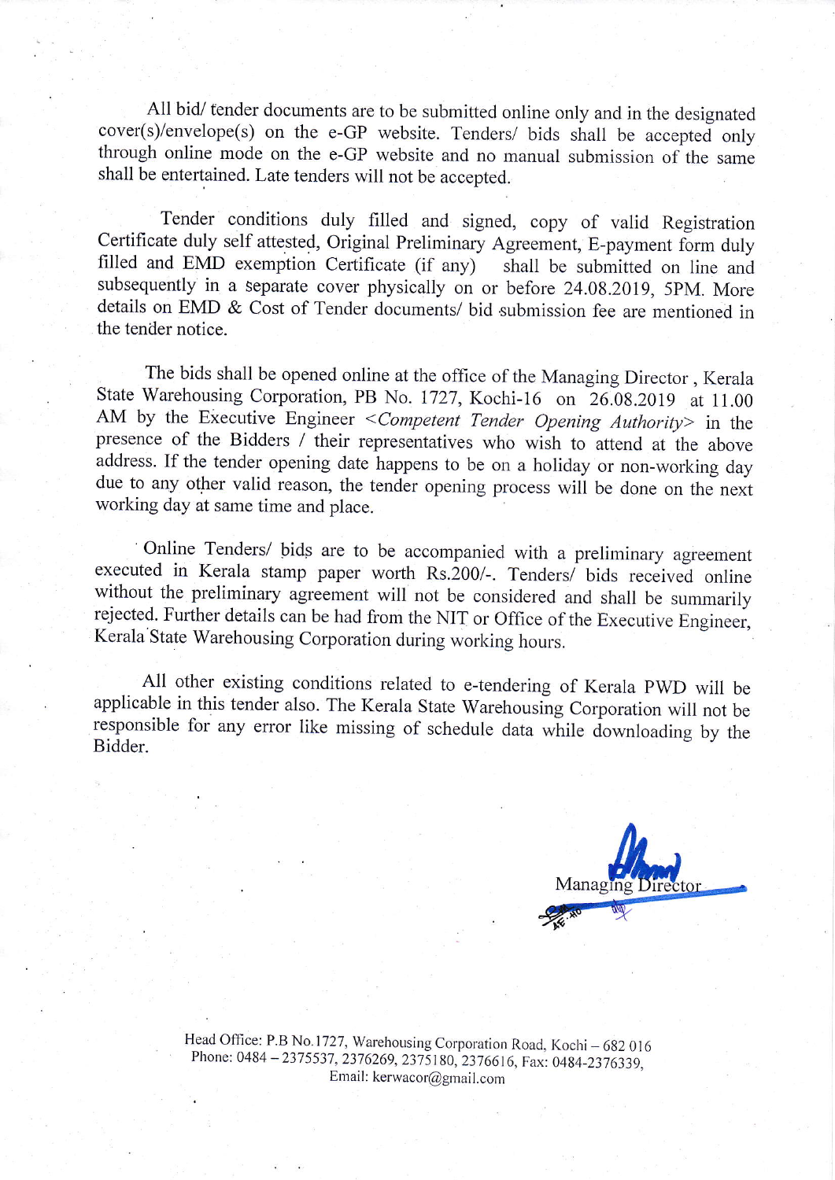All bid/ tender documents are to be submitted online only and in the designated cover(s)/envelope(s) on the e-GP website. Tenders/ bids shall be accepted only through online mode on the e-GP website and no manual submission of the same shall be entertained. Late tenders will not be accepted.

Tender conditions duly filled and signed, copy of valid Registration Certificate duly self attested, Original Preliminary Agreement, E-payment form duly filled and EMD exemption Certificate (if any) shall be submitted on line and subsequently in a separate cover physically on or before 24.08.2019, 5PM. More details on EMD & Cost of Tender documents/ bid submission fee are mentioned in the tender notice.

The bids shall be opened online at the office of the Managing Director , Kerala State Warehousing Corporation, PB No. 1727, Kochi-16 on 26.08.2019 at 11.00 AM by the Executive Engineer <*Competent Tender Opening Authority*> in the presence of the Bidders / their representatives who wish to attend at the above address. If the tender opening date happens to be on a holiday or non-working day due to any other valid reason, the tender opening process will be done on the next working day at same time and place.

Online Tenders/ bids are to be accompanied with a preliminary agreement executed in Kerala stamp paper worth Rs.200/-. Tenders/ bids received online without the preliminary agreement will not be considered and shall be summarily rejected. Further details can be had from the NIT or Office of the Executive Engineer, Kerala State Warehousing Corporation during working hours.

All other existing conditions related to e-tendering of Kerala PWD will be applicable in this tender also. The Kerala State Warehousing Corporation will not be responsible for any error like missing of schedule data while downloading by the Bidder.

Managing Director

Head Office: P.B No.1727, Warehousing Corporation Road, Kochi – 682 016
Phone: 0484 – 2375537, 2376269, 2375180, 2376616, Fax: 0484-2376339,
Email: kerwacor@gmail.com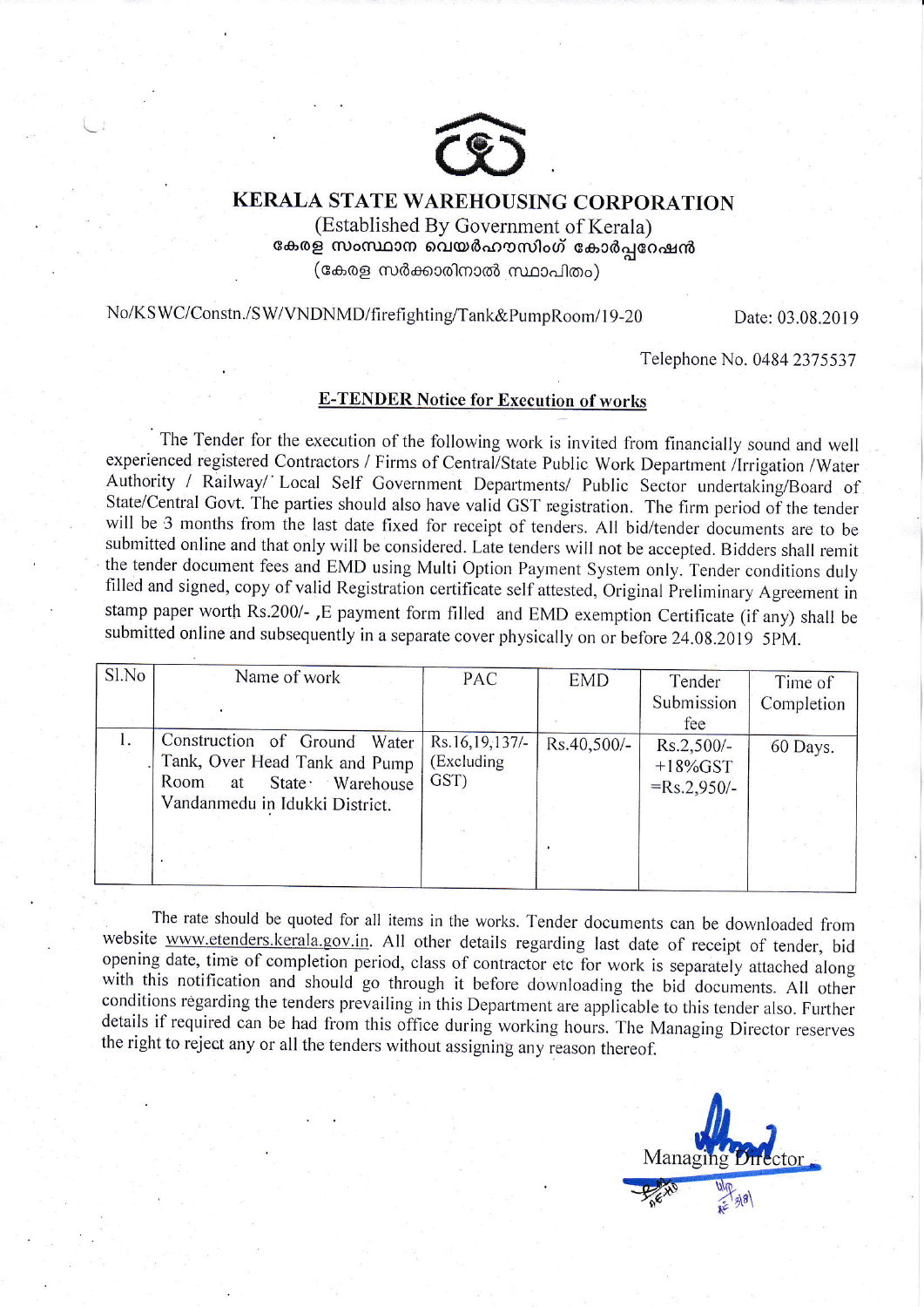# KERALA STATE WAREHOUSING CORPORATION

(Established By Government of Kerala)

കേരള സംസ്ഥാന വെയർഹൗസിംഗ് കോർപ്പറേഷൻ

(കേരള സർക്കാരിനാൽ സ്ഥാപിതം)

No/KSWC/Constn./SW/VNDNMD/firefighting/Tank&PumpRoom/19-20 Date: 03.08.2019

Telephone No. 0484 2375537

## E-TENDER Notice for Execution of works

The Tender for the execution of the following work is invited from financially sound and well experienced registered Contractors / Firms of Central/State Public Work Department /Irrigation /Water Authority / Railway/ Local Self Government Departments/ Public Sector undertaking/Board of State/Central Govt. The parties should also have valid GST registration. The firm period of the tender will be 3 months from the last date fixed for receipt of tenders. All bid/tender documents are to be submitted online and that only will be considered. Late tenders will not be accepted. Bidders shall remit the tender document fees and EMD using Multi Option Payment System only. Tender conditions duly filled and signed, copy of valid Registration certificate self attested, Original Preliminary Agreement in stamp paper worth Rs.200/- ,E payment form filled and EMD exemption Certificate (if any) shall be submitted online and subsequently in a separate cover physically on or before 24.08.2019 5PM.

| Sl.No | Name of work | PAC | EMD | Tender Submission fee | Time of Completion |
|---|---|---|---|---|---|
| 1. | Construction of Ground Water Tank, Over Head Tank and Pump Room at State Warehouse Vandanmedu in Idukki District. | Rs.16,19,137/- (Excluding GST) | Rs.40,500/- | Rs.2,500/- +18%GST =Rs.2,950/- | 60 Days. |

The rate should be quoted for all items in the works. Tender documents can be downloaded from website www.etenders.kerala.gov.in. All other details regarding last date of receipt of tender, bid opening date, time of completion period, class of contractor etc for work is separately attached along with this notification and should go through it before downloading the bid documents. All other conditions regarding the tenders prevailing in this Department are applicable to this tender also. Further details if required can be had from this office during working hours. The Managing Director reserves the right to reject any or all the tenders without assigning any reason thereof.

Managing Director